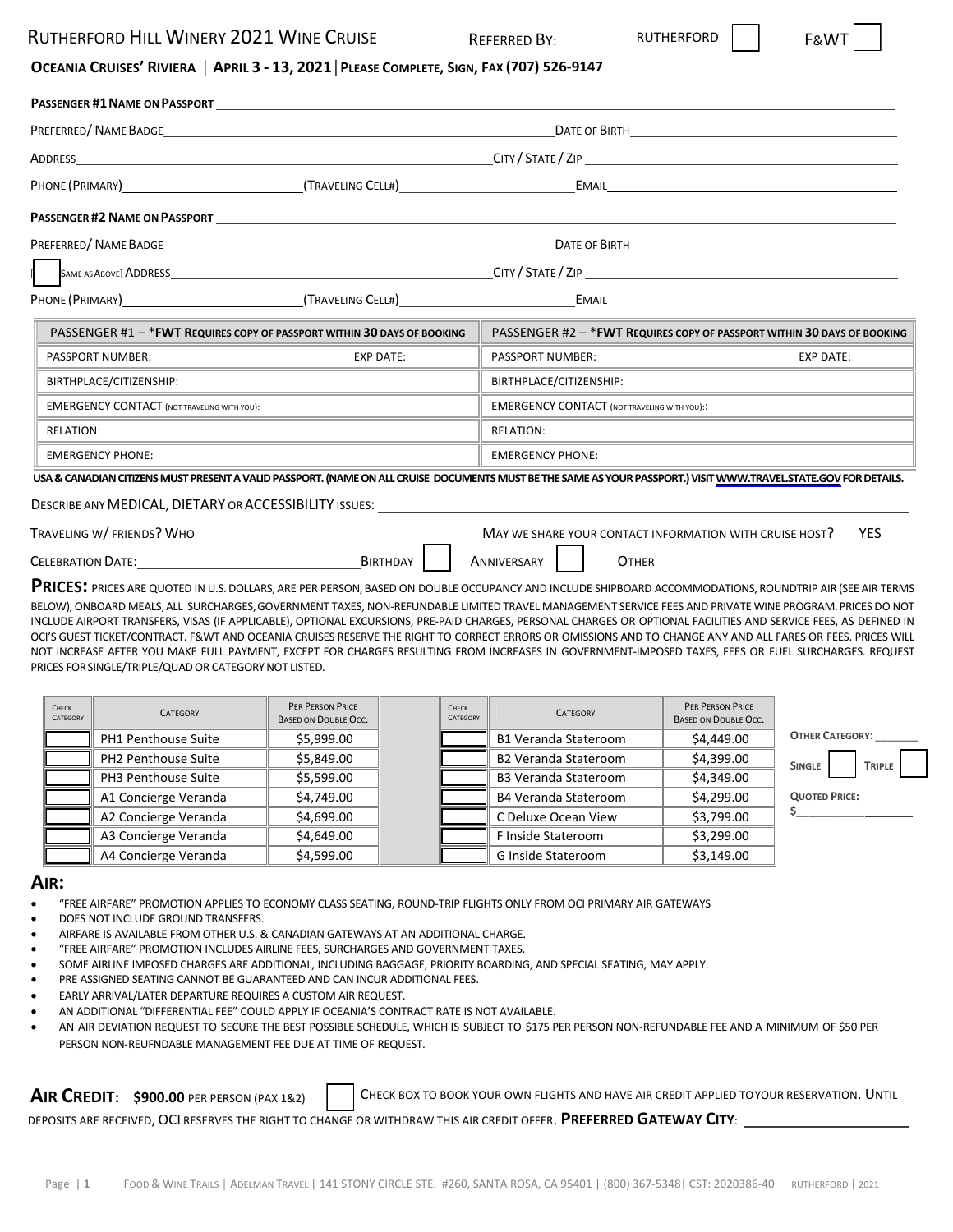# RUTHERFORD HILL WINERY 2021 WINE CRUISE

REFERRED BY: RUTHERFORD ☐ F&WT ☐

**OCEANIA CRUISES' RIVIERA | APRIL 3 - 13, 2021 | PLEASE COMPLETE, SIGN, FAX (707) 526-9147**

**PASSENGER #1 NAME ON PASSPORT** ______________________________

PREFERRED/ NAME BADGE ______________________ DATE OF BIRTH ______________________

ADDRESS ______________________ CITY / STATE / ZIP ______________________

PHONE (PRIMARY) ______________ (TRAVELING CELL#) ______________ EMAIL ______________________

**PASSENGER #2 NAME ON PASSPORT** ______________________________

PREFERRED/ NAME BADGE ______________________ DATE OF BIRTH ______________________

[ ☐ SAME AS ABOVE] ADDRESS ______________________ CITY / STATE / ZIP ______________________

PHONE (PRIMARY) ______________ (TRAVELING CELL#) ______________ EMAIL ______________________

| PASSENGER #1 – ***FWT REQUIRES COPY OF PASSPORT WITHIN 30 DAYS OF BOOKING** | | PASSENGER #2 – ***FWT REQUIRES COPY OF PASSPORT WITHIN 30 DAYS OF BOOKING** | |
|---|---|---|---|
| PASSPORT NUMBER: | EXP DATE: | PASSPORT NUMBER: | EXP DATE: |
| BIRTHPLACE/CITIZENSHIP: | | BIRTHPLACE/CITIZENSHIP: | |
| EMERGENCY CONTACT (NOT TRAVELING WITH YOU): | | EMERGENCY CONTACT (NOT TRAVELING WITH YOU):: | |
| RELATION: | | RELATION: | |
| EMERGENCY PHONE: | | EMERGENCY PHONE: | |

**USA & CANADIAN CITIZENS MUST PRESENT A VALID PASSPORT. (NAME ON ALL CRUISE DOCUMENTS MUST BE THE SAME AS YOUR PASSPORT.) VISIT WWW.TRAVEL.STATE.GOV FOR DETAILS.**

DESCRIBE ANY MEDICAL, DIETARY OR ACCESSIBILITY ISSUES: ______________________

TRAVELING W/ FRIENDS? WHO ______________________ MAY WE SHARE YOUR CONTACT INFORMATION WITH CRUISE HOST? YES

CELEBRATION DATE: ______________ BIRTHDAY ☐ ANNIVERSARY ☐ OTHER ______________

**PRICES:** PRICES ARE QUOTED IN U.S. DOLLARS, ARE PER PERSON, BASED ON DOUBLE OCCUPANCY AND INCLUDE SHIPBOARD ACCOMMODATIONS, ROUNDTRIP AIR (SEE AIR TERMS BELOW), ONBOARD MEALS, ALL SURCHARGES, GOVERNMENT TAXES, NON-REFUNDABLE LIMITED TRAVEL MANAGEMENT SERVICE FEES AND PRIVATE WINE PROGRAM. PRICES DO NOT INCLUDE AIRPORT TRANSFERS, VISAS (IF APPLICABLE), OPTIONAL EXCURSIONS, PRE-PAID CHARGES, PERSONAL CHARGES OR OPTIONAL FACILITIES AND SERVICE FEES, AS DEFINED IN OCI'S GUEST TICKET/CONTRACT. F&WT AND OCEANIA CRUISES RESERVE THE RIGHT TO CORRECT ERRORS OR OMISSIONS AND TO CHANGE ANY AND ALL FARES OR FEES. PRICES WILL NOT INCREASE AFTER YOU MAKE FULL PAYMENT, EXCEPT FOR CHARGES RESULTING FROM INCREASES IN GOVERNMENT-IMPOSED TAXES, FEES OR FUEL SURCHARGES. REQUEST PRICES FOR SINGLE/TRIPLE/QUAD OR CATEGORY NOT LISTED.

| CHECK CATEGORY | CATEGORY | PER PERSON PRICE BASED ON DOUBLE OCC. | CHECK CATEGORY | CATEGORY | PER PERSON PRICE BASED ON DOUBLE OCC. |
|---|---|---|---|---|---|
| ☐ | PH1 Penthouse Suite | $5,999.00 | ☐ | B1 Veranda Stateroom | $4,449.00 |
| ☐ | PH2 Penthouse Suite | $5,849.00 | ☐ | B2 Veranda Stateroom | $4,399.00 |
| ☐ | PH3 Penthouse Suite | $5,599.00 | ☐ | B3 Veranda Stateroom | $4,349.00 |
| ☐ | A1 Concierge Veranda | $4,749.00 | ☐ | B4 Veranda Stateroom | $4,299.00 |
| ☐ | A2 Concierge Veranda | $4,699.00 | ☐ | C Deluxe Ocean View | $3,799.00 |
| ☐ | A3 Concierge Veranda | $4,649.00 | ☐ | F Inside Stateroom | $3,299.00 |
| ☐ | A4 Concierge Veranda | $4,599.00 | ☐ | G Inside Stateroom | $3,149.00 |

**OTHER CATEGORY**: _______

**SINGLE** ☐ **TRIPLE** ☐

**QUOTED PRICE:** $____________________

## AIR:

- "FREE AIRFARE" PROMOTION APPLIES TO ECONOMY CLASS SEATING, ROUND-TRIP FLIGHTS ONLY FROM OCI PRIMARY AIR GATEWAYS
- DOES NOT INCLUDE GROUND TRANSFERS.
- AIRFARE IS AVAILABLE FROM OTHER U.S. & CANADIAN GATEWAYS AT AN ADDITIONAL CHARGE.
- "FREE AIRFARE" PROMOTION INCLUDES AIRLINE FEES, SURCHARGES AND GOVERNMENT TAXES.
- SOME AIRLINE IMPOSED CHARGES ARE ADDITIONAL, INCLUDING BAGGAGE, PRIORITY BOARDING, AND SPECIAL SEATING, MAY APPLY.
- PRE ASSIGNED SEATING CANNOT BE GUARANTEED AND CAN INCUR ADDITIONAL FEES.
- EARLY ARRIVAL/LATER DEPARTURE REQUIRES A CUSTOM AIR REQUEST.
- AN ADDITIONAL "DIFFERENTIAL FEE" COULD APPLY IF OCEANIA'S CONTRACT RATE IS NOT AVAILABLE.
- AN AIR DEVIATION REQUEST TO SECURE THE BEST POSSIBLE SCHEDULE, WHICH IS SUBJECT TO $175 PER PERSON NON-REFUNDABLE FEE AND A MINIMUM OF $50 PER PERSON NON-REUFNDABLE MANAGEMENT FEE DUE AT TIME OF REQUEST.

**AIR CREDIT: $900.00** PER PERSON (PAX 1&2) ☐ CHECK BOX TO BOOK YOUR OWN FLIGHTS AND HAVE AIR CREDIT APPLIED TO YOUR RESERVATION. UNTIL DEPOSITS ARE RECEIVED, OCI RESERVES THE RIGHT TO CHANGE OR WITHDRAW THIS AIR CREDIT OFFER. **PREFERRED GATEWAY CITY**: ______________________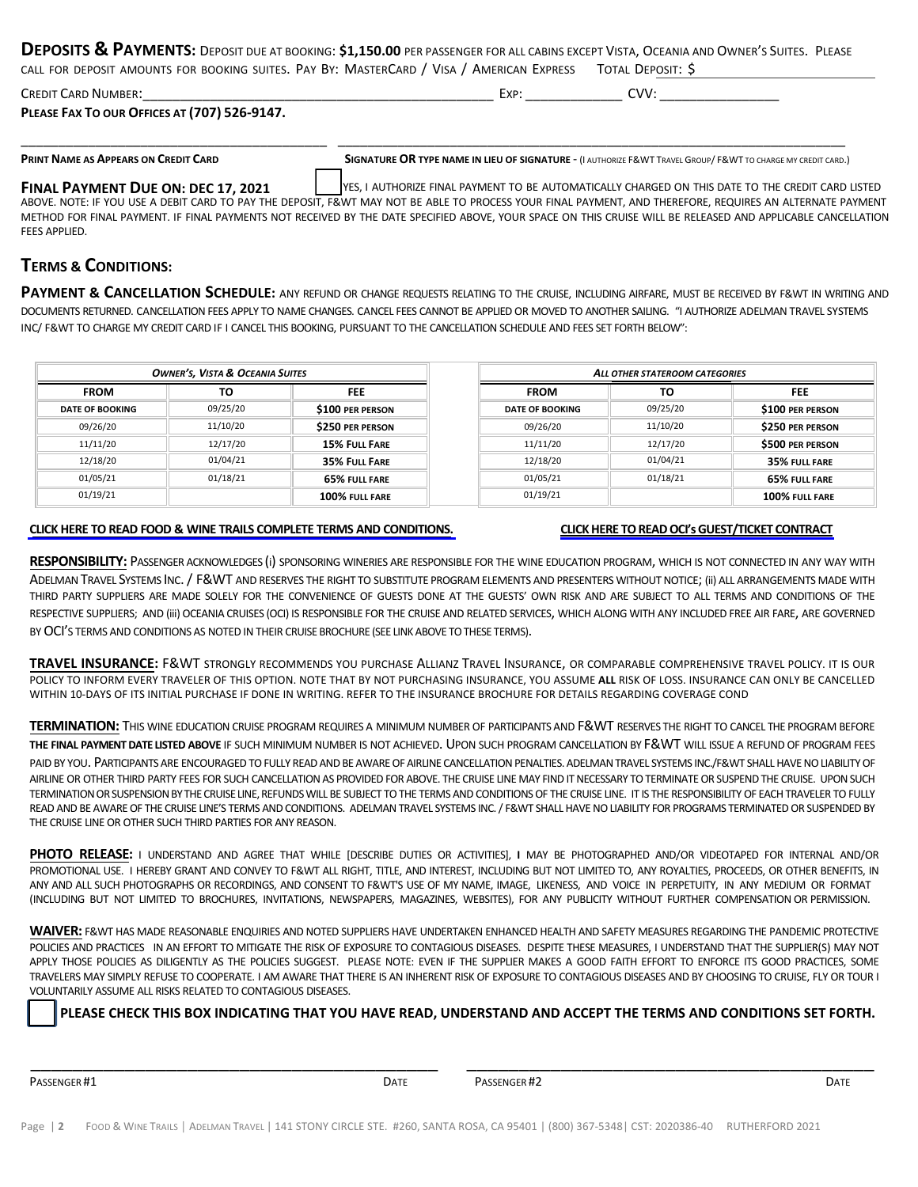**DEPOSITS & PAYMENTS:** DEPOSIT DUE AT BOOKING: **$1,150.00** PER PASSENGER FOR ALL CABINS EXCEPT VISTA, OCEANIA AND OWNER'S SUITES. PLEASE CALL FOR DEPOSIT AMOUNTS FOR BOOKING SUITES. PAY BY: MASTERCARD / VISA / AMERICAN EXPRESS TOTAL DEPOSIT: $

CREDIT CARD NUMBER:_____________________________________________ EXP: _____________ CVV: ________________

**PLEASE FAX TO OUR OFFICES AT (707) 526-9147.**

_________________________________________ _______________________________________________________________________

**PRINT NAME AS APPEARS ON CREDIT CARD** **SIGNATURE OR TYPE NAME IN LIEU OF SIGNATURE** - (I AUTHORIZE F&WT TRAVEL GROUP/ F&WT TO CHARGE MY CREDIT CARD.)

**FINAL PAYMENT DUE ON: DEC 17, 2021** ☐ YES, I AUTHORIZE FINAL PAYMENT TO BE AUTOMATICALLY CHARGED ON THIS DATE TO THE CREDIT CARD LISTED ABOVE. NOTE: IF YOU USE A DEBIT CARD TO PAY THE DEPOSIT, F&WT MAY NOT BE ABLE TO PROCESS YOUR FINAL PAYMENT, AND THEREFORE, REQUIRES AN ALTERNATE PAYMENT METHOD FOR FINAL PAYMENT. IF FINAL PAYMENTS NOT RECEIVED BY THE DATE SPECIFIED ABOVE, YOUR SPACE ON THIS CRUISE WILL BE RELEASED AND APPLICABLE CANCELLATION FEES APPLIED.

## TERMS & CONDITIONS:

**PAYMENT & CANCELLATION SCHEDULE:** ANY REFUND OR CHANGE REQUESTS RELATING TO THE CRUISE, INCLUDING AIRFARE, MUST BE RECEIVED BY F&WT IN WRITING AND DOCUMENTS RETURNED. CANCELLATION FEES APPLY TO NAME CHANGES. CANCEL FEES CANNOT BE APPLIED OR MOVED TO ANOTHER SAILING. "I AUTHORIZE ADELMAN TRAVEL SYSTEMS INC/ F&WT TO CHARGE MY CREDIT CARD IF I CANCEL THIS BOOKING, PURSUANT TO THE CANCELLATION SCHEDULE AND FEES SET FORTH BELOW":

| *OWNER'S, VISTA & OCEANIA SUITES* | | |
|---|---|---|
| **FROM** | **TO** | **FEE** |
| DATE OF BOOKING | 09/25/20 | **$100 PER PERSON** |
| 09/26/20 | 11/10/20 | **$250 PER PERSON** |
| 11/11/20 | 12/17/20 | **15% FULL FARE** |
| 12/18/20 | 01/04/21 | **35% FULL FARE** |
| 01/05/21 | 01/18/21 | **65% FULL FARE** |
| 01/19/21 | | **100% FULL FARE** |

| *ALL OTHER STATEROOM CATEGORIES* | | |
|---|---|---|
| **FROM** | **TO** | **FEE** |
| DATE OF BOOKING | 09/25/20 | **$100 PER PERSON** |
| 09/26/20 | 11/10/20 | **$250 PER PERSON** |
| 11/11/20 | 12/17/20 | **$500 PER PERSON** |
| 12/18/20 | 01/04/21 | **35% FULL FARE** |
| 01/05/21 | 01/18/21 | **65% FULL FARE** |
| 01/19/21 | | **100% FULL FARE** |

**CLICK HERE TO READ FOOD & WINE TRAILS COMPLETE TERMS AND CONDITIONS.** **CLICK HERE TO READ OCI's GUEST/TICKET CONTRACT**

**RESPONSIBILITY:** PASSENGER ACKNOWLEDGES (i) SPONSORING WINERIES ARE RESPONSIBLE FOR THE WINE EDUCATION PROGRAM, WHICH IS NOT CONNECTED IN ANY WAY WITH ADELMAN TRAVEL SYSTEMS INC. / F&WT AND RESERVES THE RIGHT TO SUBSTITUTE PROGRAM ELEMENTS AND PRESENTERS WITHOUT NOTICE; (ii) ALL ARRANGEMENTS MADE WITH THIRD PARTY SUPPLIERS ARE MADE SOLELY FOR THE CONVENIENCE OF GUESTS DONE AT THE GUESTS' OWN RISK AND ARE SUBJECT TO ALL TERMS AND CONDITIONS OF THE RESPECTIVE SUPPLIERS; AND (iii) OCEANIA CRUISES (OCI) IS RESPONSIBLE FOR THE CRUISE AND RELATED SERVICES, WHICH ALONG WITH ANY INCLUDED FREE AIR FARE, ARE GOVERNED BY OCI'S TERMS AND CONDITIONS AS NOTED IN THEIR CRUISE BROCHURE (SEE LINK ABOVE TO THESE TERMS).

**TRAVEL INSURANCE:** F&WT STRONGLY RECOMMENDS YOU PURCHASE ALLIANZ TRAVEL INSURANCE, OR COMPARABLE COMPREHENSIVE TRAVEL POLICY. IT IS OUR POLICY TO INFORM EVERY TRAVELER OF THIS OPTION. NOTE THAT BY NOT PURCHASING INSURANCE, YOU ASSUME **ALL** RISK OF LOSS. INSURANCE CAN ONLY BE CANCELLED WITHIN 10-DAYS OF ITS INITIAL PURCHASE IF DONE IN WRITING. REFER TO THE INSURANCE BROCHURE FOR DETAILS REGARDING COVERAGE COND

**TERMINATION:** THIS WINE EDUCATION CRUISE PROGRAM REQUIRES A MINIMUM NUMBER OF PARTICIPANTS AND F&WT RESERVES THE RIGHT TO CANCEL THE PROGRAM BEFORE **THE FINAL PAYMENT DATE LISTED ABOVE** IF SUCH MINIMUM NUMBER IS NOT ACHIEVED. UPON SUCH PROGRAM CANCELLATION BY F&WT WILL ISSUE A REFUND OF PROGRAM FEES PAID BY YOU. PARTICIPANTS ARE ENCOURAGED TO FULLY READ AND BE AWARE OF AIRLINE CANCELLATION PENALTIES. ADELMAN TRAVEL SYSTEMS INC./F&WT SHALL HAVE NO LIABILITY OF AIRLINE OR OTHER THIRD PARTY FEES FOR SUCH CANCELLATION AS PROVIDED FOR ABOVE. THE CRUISE LINE MAY FIND IT NECESSARY TO TERMINATE OR SUSPEND THE CRUISE. UPON SUCH TERMINATION OR SUSPENSION BY THE CRUISE LINE, REFUNDS WILL BE SUBJECT TO THE TERMS AND CONDITIONS OF THE CRUISE LINE. IT IS THE RESPONSIBILITY OF EACH TRAVELER TO FULLY READ AND BE AWARE OF THE CRUISE LINE'S TERMS AND CONDITIONS. ADELMAN TRAVEL SYSTEMS INC. / F&WT SHALL HAVE NO LIABILITY FOR PROGRAMS TERMINATED OR SUSPENDED BY THE CRUISE LINE OR OTHER SUCH THIRD PARTIES FOR ANY REASON.

**PHOTO RELEASE:** I UNDERSTAND AND AGREE THAT WHILE [DESCRIBE DUTIES OR ACTIVITIES], **I** MAY BE PHOTOGRAPHED AND/OR VIDEOTAPED FOR INTERNAL AND/OR PROMOTIONAL USE. I HEREBY GRANT AND CONVEY TO F&WT ALL RIGHT, TITLE, AND INTEREST, INCLUDING BUT NOT LIMITED TO, ANY ROYALTIES, PROCEEDS, OR OTHER BENEFITS, IN ANY AND ALL SUCH PHOTOGRAPHS OR RECORDINGS, AND CONSENT TO F&WT'S USE OF MY NAME, IMAGE, LIKENESS, AND VOICE IN PERPETUITY, IN ANY MEDIUM OR FORMAT (INCLUDING BUT NOT LIMITED TO BROCHURES, INVITATIONS, NEWSPAPERS, MAGAZINES, WEBSITES), FOR ANY PUBLICITY WITHOUT FURTHER COMPENSATION OR PERMISSION.

**WAIVER:** F&WT HAS MADE REASONABLE ENQUIRIES AND NOTED SUPPLIERS HAVE UNDERTAKEN ENHANCED HEALTH AND SAFETY MEASURES REGARDING THE PANDEMIC PROTECTIVE POLICIES AND PRACTICES IN AN EFFORT TO MITIGATE THE RISK OF EXPOSURE TO CONTAGIOUS DISEASES. DESPITE THESE MEASURES, I UNDERSTAND THAT THE SUPPLIER(S) MAY NOT APPLY THOSE POLICIES AS DILIGENTLY AS THE POLICIES SUGGEST. PLEASE NOTE: EVEN IF THE SUPPLIER MAKES A GOOD FAITH EFFORT TO ENFORCE ITS GOOD PRACTICES, SOME TRAVELERS MAY SIMPLY REFUSE TO COOPERATE. I AM AWARE THAT THERE IS AN INHERENT RISK OF EXPOSURE TO CONTAGIOUS DISEASES AND BY CHOOSING TO CRUISE, FLY OR TOUR I VOLUNTARILY ASSUME ALL RISKS RELATED TO CONTAGIOUS DISEASES.

☐ **PLEASE CHECK THIS BOX INDICATING THAT YOU HAVE READ, UNDERSTAND AND ACCEPT THE TERMS AND CONDITIONS SET FORTH.**

_______________________________________________ _______________________________________________

PASSENGER #1 DATE PASSENGER #2 DATE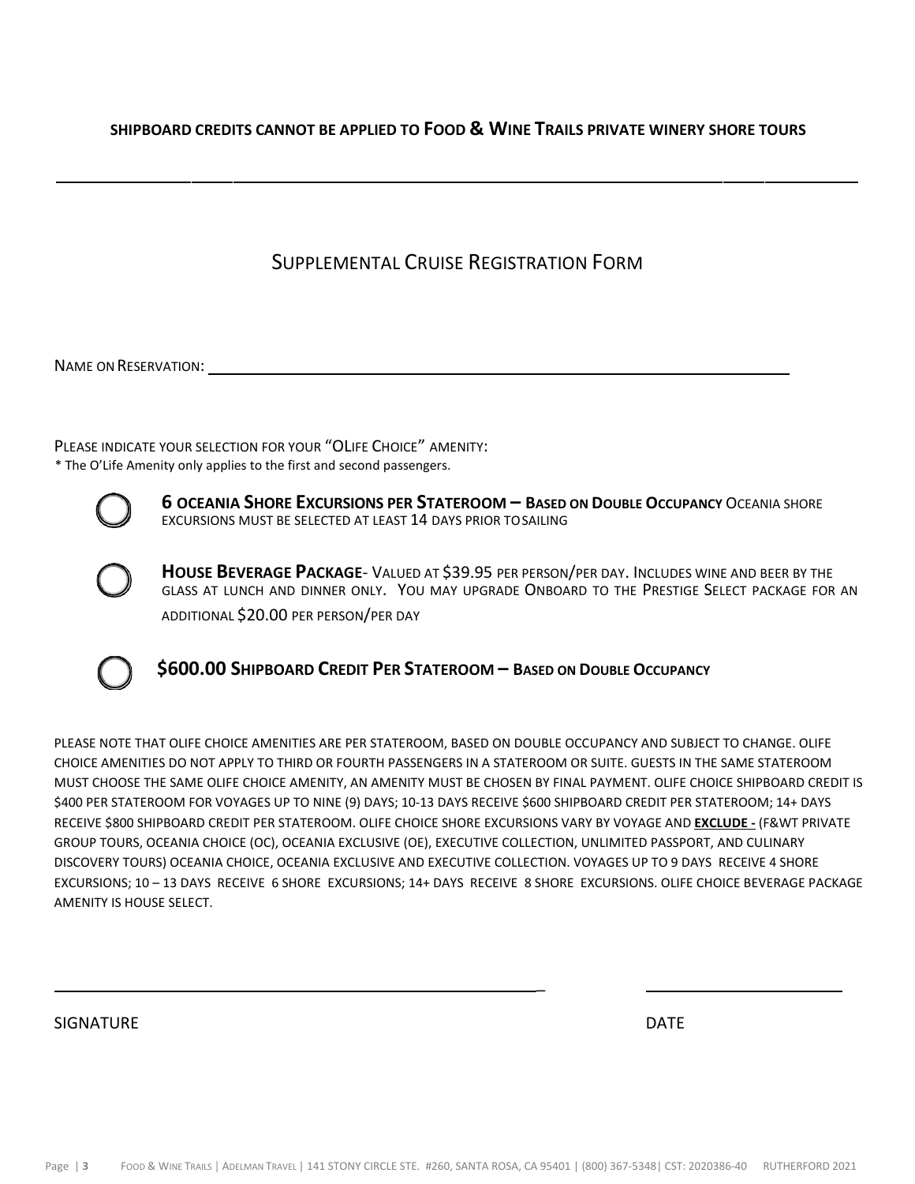**SHIPBOARD CREDITS CANNOT BE APPLIED TO FOOD & WINE TRAILS PRIVATE WINERY SHORE TOURS**

---

## SUPPLEMENTAL CRUISE REGISTRATION FORM

NAME ON RESERVATION: ______________________________________________

PLEASE INDICATE YOUR SELECTION FOR YOUR "OLIFE CHOICE" AMENITY:

* The O'Life Amenity only applies to the first and second passengers.

○ **6 OCEANIA SHORE EXCURSIONS PER STATEROOM – BASED ON DOUBLE OCCUPANCY** OCEANIA SHORE EXCURSIONS MUST BE SELECTED AT LEAST 14 DAYS PRIOR TO SAILING

○ **HOUSE BEVERAGE PACKAGE**- VALUED AT $39.95 PER PERSON/PER DAY. INCLUDES WINE AND BEER BY THE GLASS AT LUNCH AND DINNER ONLY. YOU MAY UPGRADE ONBOARD TO THE PRESTIGE SELECT PACKAGE FOR AN ADDITIONAL $20.00 PER PERSON/PER DAY

○ **$600.00 SHIPBOARD CREDIT PER STATEROOM – BASED ON DOUBLE OCCUPANCY**

PLEASE NOTE THAT OLIFE CHOICE AMENITIES ARE PER STATEROOM, BASED ON DOUBLE OCCUPANCY AND SUBJECT TO CHANGE. OLIFE CHOICE AMENITIES DO NOT APPLY TO THIRD OR FOURTH PASSENGERS IN A STATEROOM OR SUITE. GUESTS IN THE SAME STATEROOM MUST CHOOSE THE SAME OLIFE CHOICE AMENITY, AN AMENITY MUST BE CHOSEN BY FINAL PAYMENT. OLIFE CHOICE SHIPBOARD CREDIT IS $400 PER STATEROOM FOR VOYAGES UP TO NINE (9) DAYS; 10-13 DAYS RECEIVE $600 SHIPBOARD CREDIT PER STATEROOM; 14+ DAYS RECEIVE $800 SHIPBOARD CREDIT PER STATEROOM. OLIFE CHOICE SHORE EXCURSIONS VARY BY VOYAGE AND **EXCLUDE -** (F&WT PRIVATE GROUP TOURS, OCEANIA CHOICE (OC), OCEANIA EXCLUSIVE (OE), EXECUTIVE COLLECTION, UNLIMITED PASSPORT, AND CULINARY DISCOVERY TOURS) OCEANIA CHOICE, OCEANIA EXCLUSIVE AND EXECUTIVE COLLECTION. VOYAGES UP TO 9 DAYS RECEIVE 4 SHORE EXCURSIONS; 10 – 13 DAYS RECEIVE 6 SHORE EXCURSIONS; 14+ DAYS RECEIVE 8 SHORE EXCURSIONS. OLIFE CHOICE BEVERAGE PACKAGE AMENITY IS HOUSE SELECT.

______________________________________________ ______________________

SIGNATURE DATE